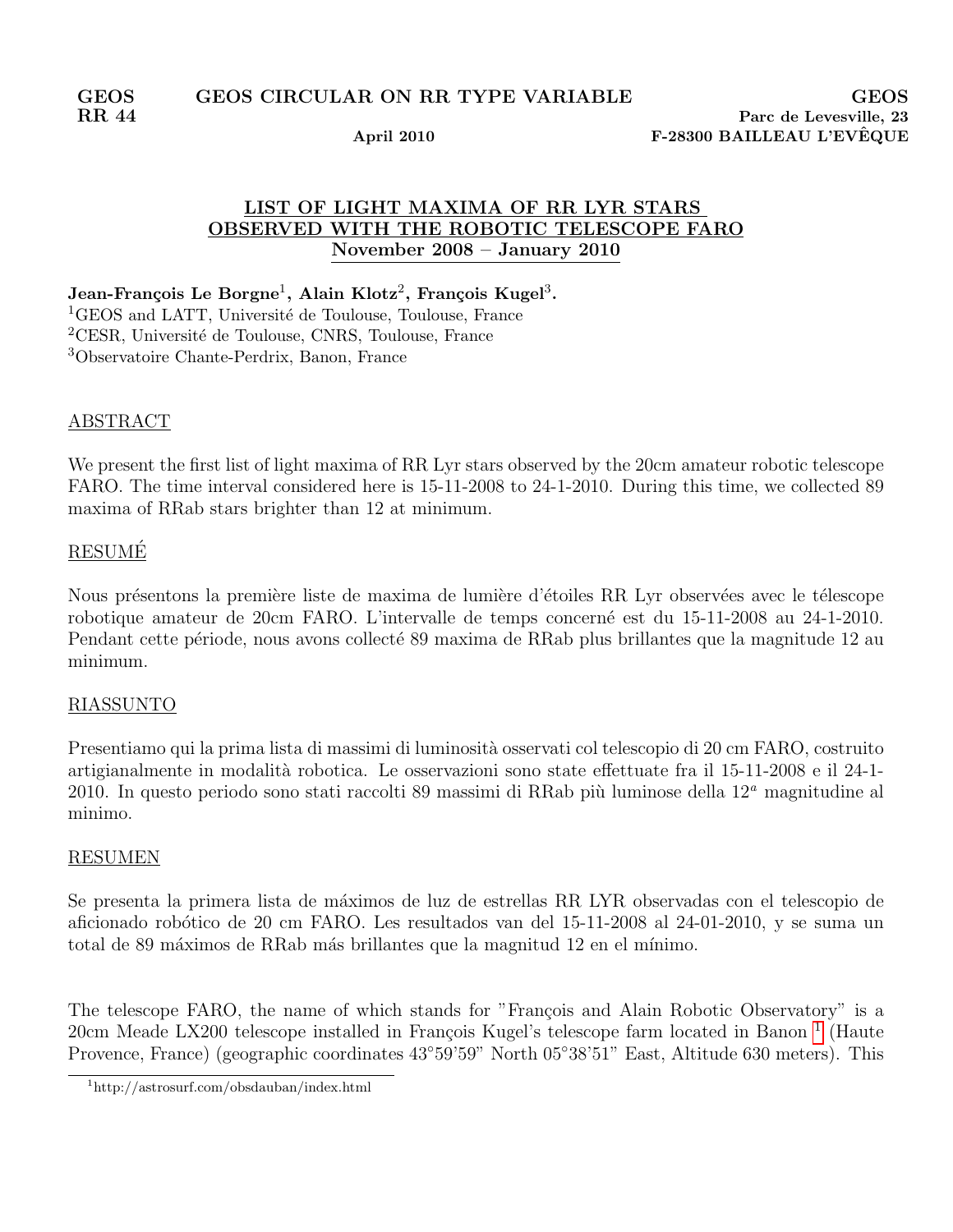GEOS RR 44 — GEOS CIRCULAR ON RR TYPE VARIABLE — April 2010

GEOS
Parc de Levesville, 23
F-28300 BAILLEAU L'EVÊQUE

# LIST OF LIGHT MAXIMA OF RR LYR STARS OBSERVED WITH THE ROBOTIC TELESCOPE FARO November 2008 – January 2010

**Jean-François Le Borgne[1], Alain Klotz[2], François Kugel[3].**

[1]GEOS and LATT, Université de Toulouse, Toulouse, France
[2]CESR, Université de Toulouse, CNRS, Toulouse, France
[3]Observatoire Chante-Perdrix, Banon, France

## ABSTRACT

We present the first list of light maxima of RR Lyr stars observed by the 20cm amateur robotic telescope FARO. The time interval considered here is 15-11-2008 to 24-1-2010. During this time, we collected 89 maxima of RRab stars brighter than 12 at minimum.

## RESUMÉ

Nous présentons la première liste de maxima de lumière d'étoiles RR Lyr observées avec le télescope robotique amateur de 20cm FARO. L'intervalle de temps concerné est du 15-11-2008 au 24-1-2010. Pendant cette période, nous avons collecté 89 maxima de RRab plus brillantes que la magnitude 12 au minimum.

## RIASSUNTO

Presentiamo qui la prima lista di massimi di luminosità osservati col telescopio di 20 cm FARO, costruito artigianalmente in modalità robotica. Le osservazioni sono state effettuate fra il 15-11-2008 e il 24-1-2010. In questo periodo sono stati raccolti 89 massimi di RRab più luminose della 12[a] magnitudine al minimo.

## RESUMEN

Se presenta la primera lista de máximos de luz de estrellas RR LYR observadas con el telescopio de aficionado robótico de 20 cm FARO. Les resultados van del 15-11-2008 al 24-01-2010, y se suma un total de 89 máximos de RRab más brillantes que la magnitud 12 en el mínimo.

The telescope FARO, the name of which stands for "François and Alain Robotic Observatory" is a 20cm Meade LX200 telescope installed in François Kugel's telescope farm located in Banon [1] (Haute Provence, France) (geographic coordinates 43°59'59" North 05°38'51" East, Altitude 630 meters). This

[1]http://astrosurf.com/obsdauban/index.html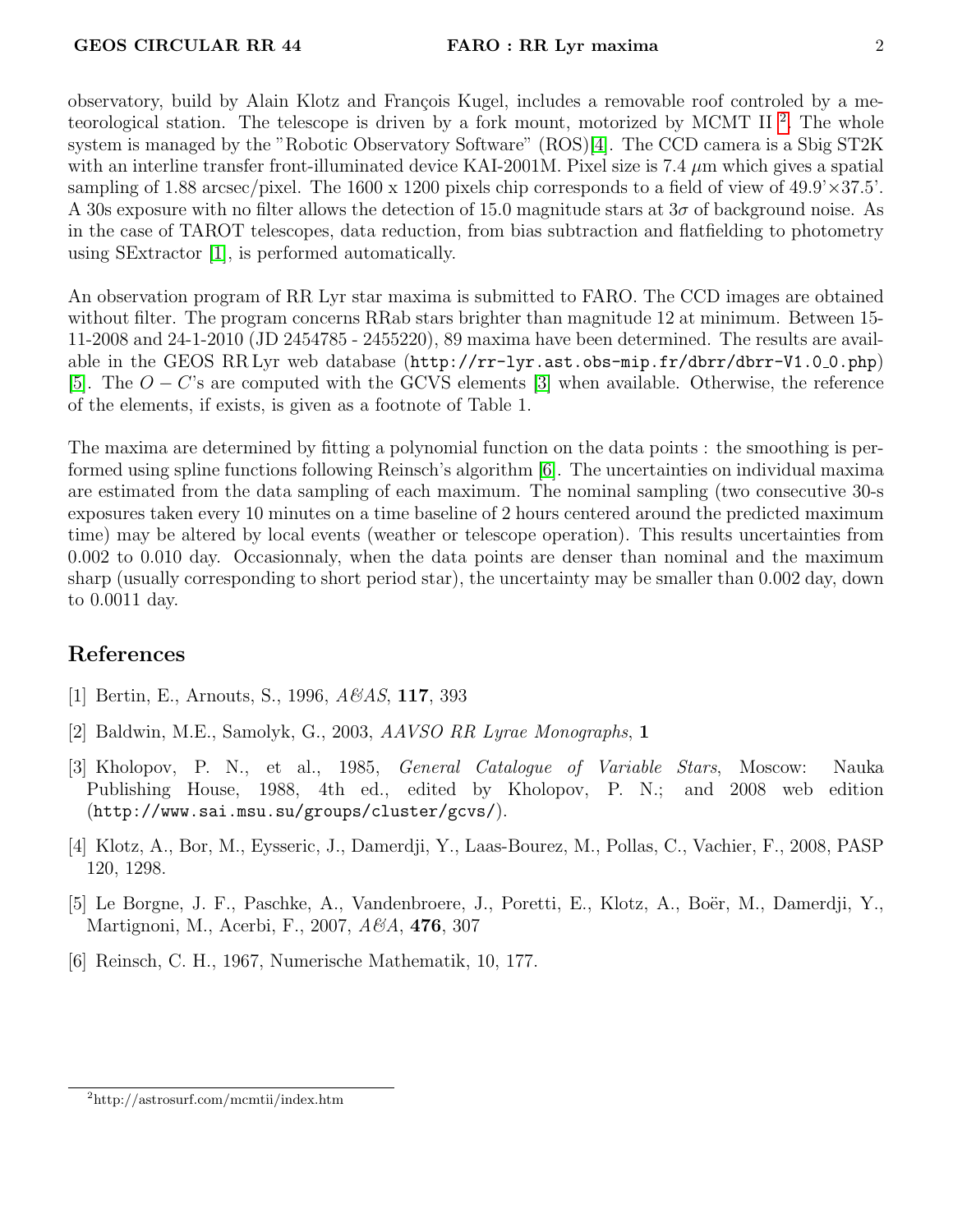observatory, build by Alain Klotz and François Kugel, includes a removable roof controled by a meteorological station. The telescope is driven by a fork mount, motorized by MCMT II [2]. The whole system is managed by the "Robotic Observatory Software" (ROS)[4]. The CCD camera is a Sbig ST2K with an interline transfer front-illuminated device KAI-2001M. Pixel size is 7.4 $\mu$m which gives a spatial sampling of 1.88 arcsec/pixel. The 1600 x 1200 pixels chip corresponds to a field of view of 49.9'×37.5'. A 30s exposure with no filter allows the detection of 15.0 magnitude stars at $3\sigma$ of background noise. As in the case of TAROT telescopes, data reduction, from bias subtraction and flatfielding to photometry using SExtractor [1], is performed automatically.

An observation program of RR Lyr star maxima is submitted to FARO. The CCD images are obtained without filter. The program concerns RRab stars brighter than magnitude 12 at minimum. Between 15-11-2008 and 24-1-2010 (JD 2454785 - 2455220), 89 maxima have been determined. The results are available in the GEOS RR Lyr web database (http://rr-lyr.ast.obs-mip.fr/dbrr/dbrr-V1.0_0.php) [5]. The $O - C$'s are computed with the GCVS elements [3] when available. Otherwise, the reference of the elements, if exists, is given as a footnote of Table 1.

The maxima are determined by fitting a polynomial function on the data points : the smoothing is performed using spline functions following Reinsch's algorithm [6]. The uncertainties on individual maxima are estimated from the data sampling of each maximum. The nominal sampling (two consecutive 30-s exposures taken every 10 minutes on a time baseline of 2 hours centered around the predicted maximum time) may be altered by local events (weather or telescope operation). This results uncertainties from 0.002 to 0.010 day. Occasionnaly, when the data points are denser than nominal and the maximum sharp (usually corresponding to short period star), the uncertainty may be smaller than 0.002 day, down to 0.0011 day.

## References

[1] Bertin, E., Arnouts, S., 1996, *A&AS*, **117**, 393

[2] Baldwin, M.E., Samolyk, G., 2003, *AAVSO RR Lyrae Monographs*, **1**

[3] Kholopov, P. N., et al., 1985, *General Catalogue of Variable Stars*, Moscow: Nauka Publishing House, 1988, 4th ed., edited by Kholopov, P. N.; and 2008 web edition (http://www.sai.msu.su/groups/cluster/gcvs/).

[4] Klotz, A., Bor, M., Eysseric, J., Damerdji, Y., Laas-Bourez, M., Pollas, C., Vachier, F., 2008, PASP 120, 1298.

[5] Le Borgne, J. F., Paschke, A., Vandenbroere, J., Poretti, E., Klotz, A., Boër, M., Damerdji, Y., Martignoni, M., Acerbi, F., 2007, *A&A*, **476**, 307

[6] Reinsch, C. H., 1967, Numerische Mathematik, 10, 177.

[2] http://astrosurf.com/mcmtii/index.htm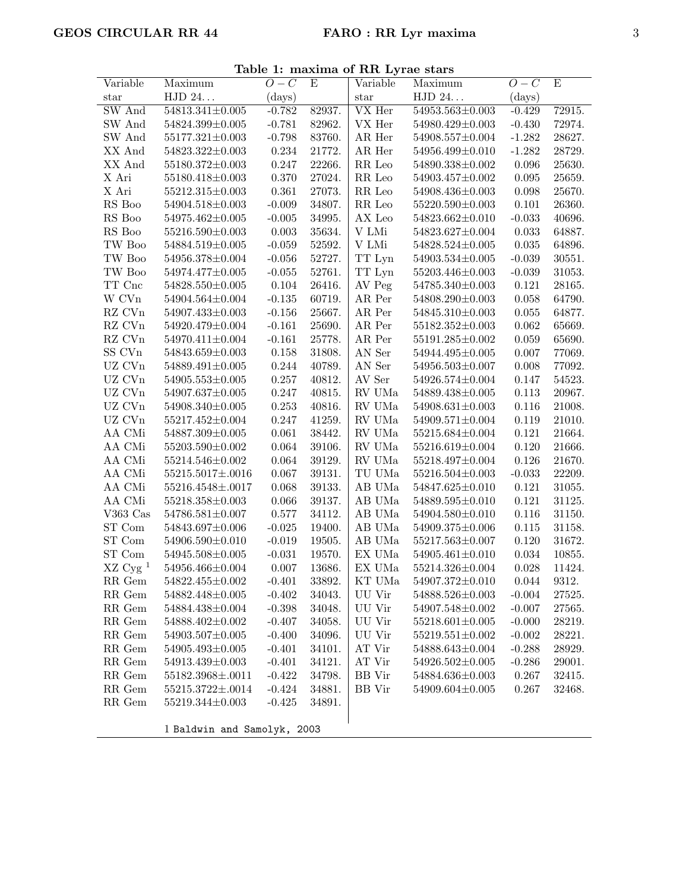**Table 1: maxima of RR Lyrae stars**

| Variable star | Maximum HJD 24... | $O-C$ (days) | E | Variable star | Maximum HJD 24... | $O-C$ (days) | E |
|---|---|---|---|---|---|---|---|
| SW And | 54813.341±0.005 | -0.782 | 82937. | VX Her | 54953.563±0.003 | -0.429 | 72915. |
| SW And | 54824.399±0.005 | -0.781 | 82962. | VX Her | 54980.429±0.003 | -0.430 | 72974. |
| SW And | 55177.321±0.003 | -0.798 | 83760. | AR Her | 54908.557±0.004 | -1.282 | 28627. |
| XX And | 54823.322±0.003 | 0.234 | 21772. | AR Her | 54956.499±0.010 | -1.282 | 28729. |
| XX And | 55180.372±0.003 | 0.247 | 22266. | RR Leo | 54890.338±0.002 | 0.096 | 25630. |
| X Ari | 55180.418±0.003 | 0.370 | 27024. | RR Leo | 54903.457±0.002 | 0.095 | 25659. |
| X Ari | 55212.315±0.003 | 0.361 | 27073. | RR Leo | 54908.436±0.003 | 0.098 | 25670. |
| RS Boo | 54904.518±0.003 | -0.009 | 34807. | RR Leo | 55220.590±0.003 | 0.101 | 26360. |
| RS Boo | 54975.462±0.005 | -0.005 | 34995. | AX Leo | 54823.662±0.010 | -0.033 | 40696. |
| RS Boo | 55216.590±0.003 | 0.003 | 35634. | V LMi | 54823.627±0.004 | 0.033 | 64887. |
| TW Boo | 54884.519±0.005 | -0.059 | 52592. | V LMi | 54828.524±0.005 | 0.035 | 64896. |
| TW Boo | 54956.378±0.004 | -0.056 | 52727. | TT Lyn | 54903.534±0.005 | -0.039 | 30551. |
| TW Boo | 54974.477±0.005 | -0.055 | 52761. | TT Lyn | 55203.446±0.003 | -0.039 | 31053. |
| TT Cnc | 54828.550±0.005 | 0.104 | 26416. | AV Peg | 54785.340±0.003 | 0.121 | 28165. |
| W CVn | 54904.564±0.004 | -0.135 | 60719. | AR Per | 54808.290±0.003 | 0.058 | 64790. |
| RZ CVn | 54907.433±0.003 | -0.156 | 25667. | AR Per | 54845.310±0.003 | 0.055 | 64877. |
| RZ CVn | 54920.479±0.004 | -0.161 | 25690. | AR Per | 55182.352±0.003 | 0.062 | 65669. |
| RZ CVn | 54970.411±0.004 | -0.161 | 25778. | AR Per | 55191.285±0.002 | 0.059 | 65690. |
| SS CVn | 54843.659±0.003 | 0.158 | 31808. | AN Ser | 54944.495±0.005 | 0.007 | 77069. |
| UZ CVn | 54889.491±0.005 | 0.244 | 40789. | AN Ser | 54956.503±0.007 | 0.008 | 77092. |
| UZ CVn | 54905.553±0.005 | 0.257 | 40812. | AV Ser | 54926.574±0.004 | 0.147 | 54523. |
| UZ CVn | 54907.637±0.005 | 0.247 | 40815. | RV UMa | 54889.438±0.005 | 0.113 | 20967. |
| UZ CVn | 54908.340±0.005 | 0.253 | 40816. | RV UMa | 54908.631±0.003 | 0.116 | 21008. |
| UZ CVn | 55217.452±0.004 | 0.247 | 41259. | RV UMa | 54909.571±0.004 | 0.119 | 21010. |
| AA CMi | 54887.309±0.005 | 0.061 | 38442. | RV UMa | 55215.684±0.004 | 0.121 | 21664. |
| AA CMi | 55203.590±0.002 | 0.064 | 39106. | RV UMa | 55216.619±0.004 | 0.120 | 21666. |
| AA CMi | 55214.546±0.002 | 0.064 | 39129. | RV UMa | 55218.497±0.004 | 0.126 | 21670. |
| AA CMi | 55215.5017±.0016 | 0.067 | 39131. | TU UMa | 55216.504±0.003 | -0.033 | 22209. |
| AA CMi | 55216.4548±.0017 | 0.068 | 39133. | AB UMa | 54847.625±0.010 | 0.121 | 31055. |
| AA CMi | 55218.358±0.003 | 0.066 | 39137. | AB UMa | 54889.595±0.010 | 0.121 | 31125. |
| V363 Cas | 54786.581±0.007 | 0.577 | 34112. | AB UMa | 54904.580±0.010 | 0.116 | 31150. |
| ST Com | 54843.697±0.006 | -0.025 | 19400. | AB UMa | 54909.375±0.006 | 0.115 | 31158. |
| ST Com | 54906.590±0.010 | -0.019 | 19505. | AB UMa | 55217.563±0.007 | 0.120 | 31672. |
| ST Com | 54945.508±0.005 | -0.031 | 19570. | EX UMa | 54905.461±0.010 | 0.034 | 10855. |
| XZ Cyg [1] | 54956.466±0.004 | 0.007 | 13686. | EX UMa | 55214.326±0.004 | 0.028 | 11424. |
| RR Gem | 54822.455±0.002 | -0.401 | 33892. | KT UMa | 54907.372±0.010 | 0.044 | 9312. |
| RR Gem | 54882.448±0.005 | -0.402 | 34043. | UU Vir | 54888.526±0.003 | -0.004 | 27525. |
| RR Gem | 54884.438±0.004 | -0.398 | 34048. | UU Vir | 54907.548±0.002 | -0.007 | 27565. |
| RR Gem | 54888.402±0.002 | -0.407 | 34058. | UU Vir | 55218.601±0.005 | -0.000 | 28219. |
| RR Gem | 54903.507±0.005 | -0.400 | 34096. | UU Vir | 55219.551±0.002 | -0.002 | 28221. |
| RR Gem | 54905.493±0.005 | -0.401 | 34101. | AT Vir | 54888.643±0.004 | -0.288 | 28929. |
| RR Gem | 54913.439±0.003 | -0.401 | 34121. | AT Vir | 54926.502±0.005 | -0.286 | 29001. |
| RR Gem | 55182.3968±.0011 | -0.422 | 34798. | BB Vir | 54884.636±0.003 | 0.267 | 32415. |
| RR Gem | 55215.3722±.0014 | -0.424 | 34881. | BB Vir | 54909.604±0.005 | 0.267 | 32468. |
| RR Gem | 55219.344±0.003 | -0.425 | 34891. | | | | |

1 Baldwin and Samolyk, 2003